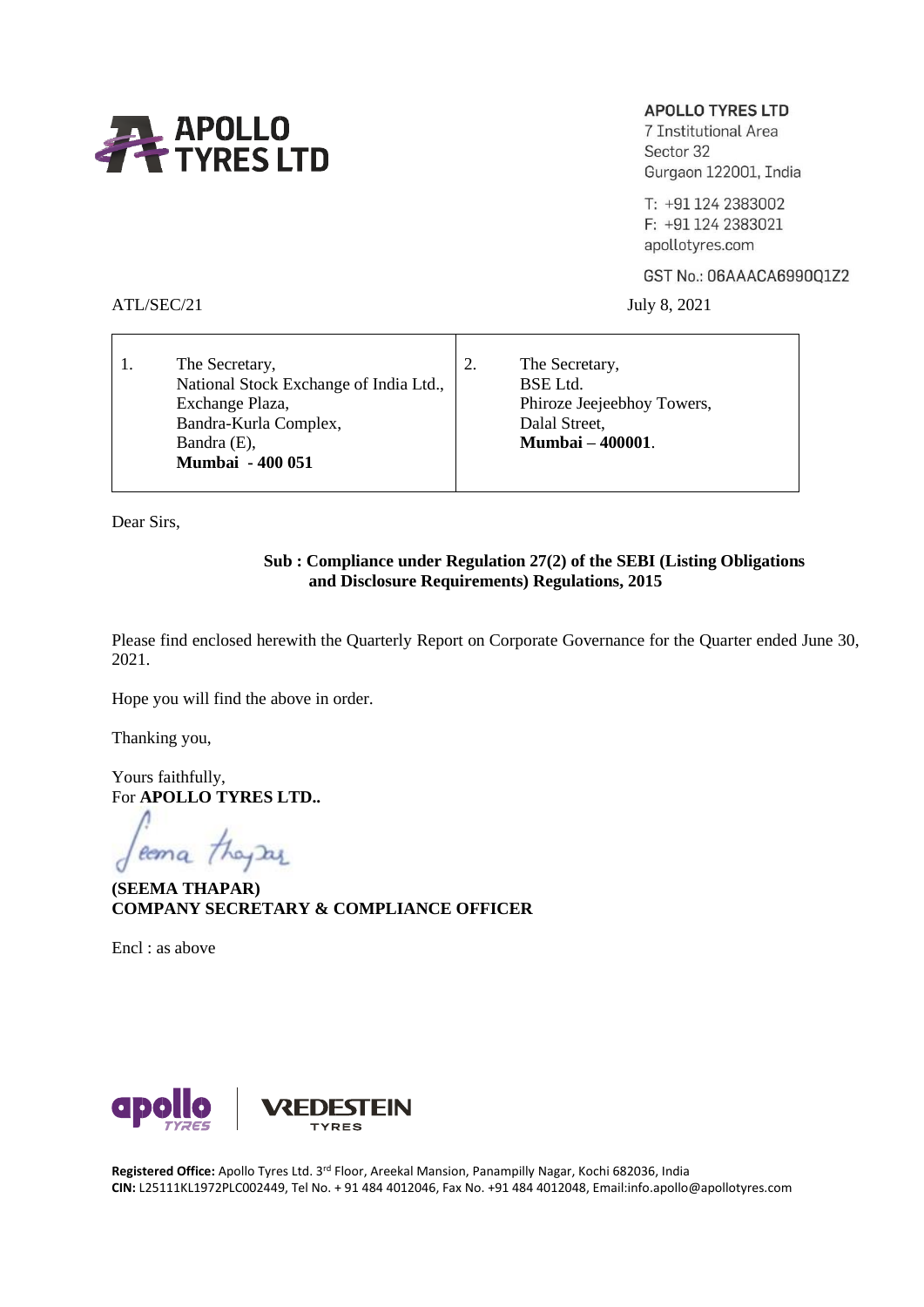**APOLLO TYRES LTD**

APOLLO TYRES LTD
7 Institutional Area
Sector 32
Gurgaon 122001, India

T: +91 124 2383002
F: +91 124 2383021
apollotyres.com

GST No.: 06AAACA6990Q1Z2

ATL/SEC/21 July 8, 2021

| 1. | The Secretary,<br>National Stock Exchange of India Ltd.,<br>Exchange Plaza,<br>Bandra-Kurla Complex,<br>Bandra (E),<br>**Mumbai - 400 051** | 2. | The Secretary,<br>BSE Ltd.<br>Phiroze Jeejeebhoy Towers,<br>Dalal Street,<br>**Mumbai – 400001**. |
|---|---|---|---|

Dear Sirs,

**Sub : Compliance under Regulation 27(2) of the SEBI (Listing Obligations and Disclosure Requirements) Regulations, 2015**

Please find enclosed herewith the Quarterly Report on Corporate Governance for the Quarter ended June 30, 2021.

Hope you will find the above in order.

Thanking you,

Yours faithfully,
For **APOLLO TYRES LTD..**

**(SEEMA THAPAR)**
**COMPANY SECRETARY & COMPLIANCE OFFICER**

Encl : as above

apollo TYRES | VREDESTEIN TYRES

**Registered Office:** Apollo Tyres Ltd. 3rd Floor, Areekal Mansion, Panampilly Nagar, Kochi 682036, India
**CIN:** L25111KL1972PLC002449, Tel No. + 91 484 4012046, Fax No. +91 484 4012048, Email:info.apollo@apollotyres.com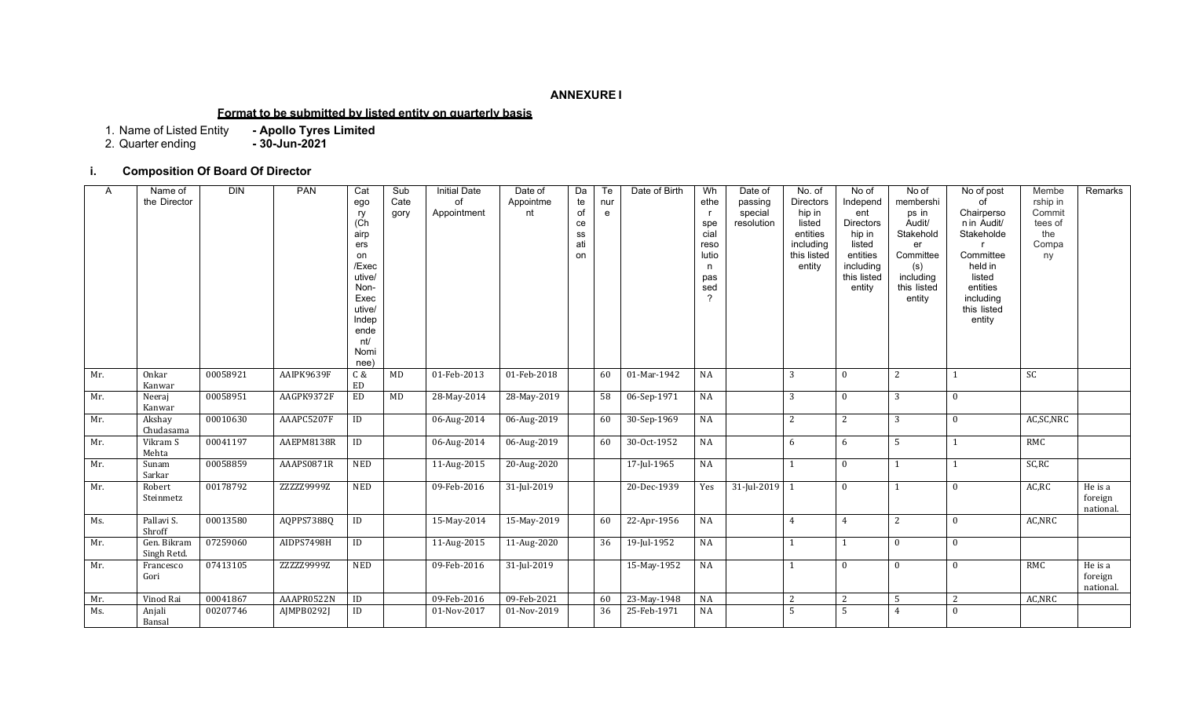**ANNEXURE I**

**Format to be submitted by listed entity on quarterly basis**

1. Name of Listed Entity **- Apollo Tyres Limited**
2. Quarter ending **- 30-Jun-2021**

### i. Composition Of Board Of Director

| A | Name of the Director | DIN | PAN | Category (Chairpersons /Executive/ Non-Executive/ Independent/ Nominee) | Sub Category | Initial Date of Appointment | Date of Appointment | Date of cessation | Tenure | Date of Birth | Whether special resolution passed? | Date of passing special resolution | No. of Directorship in listed entities including this listed entity | No of Independent Directorship in listed entities including this listed entity | No of memberships in Audit/ Stakeholder Committee (s) including this listed entity | No of post of Chairperson in Audit/ Stakeholder Committee held in listed entities including this listed entity | Membership in Committees of the Company | Remarks |
|---|---|---|---|---|---|---|---|---|---|---|---|---|---|---|---|---|---|---|
| Mr. | Onkar Kanwar | 00058921 | AAIPK9639F | C & ED | MD | 01-Feb-2013 | 01-Feb-2018 | | 60 | 01-Mar-1942 | NA | | 3 | 0 | 2 | 1 | SC | |
| Mr. | Neeraj Kanwar | 00058951 | AAGPK9372F | ED | MD | 28-May-2014 | 28-May-2019 | | 58 | 06-Sep-1971 | NA | | 3 | 0 | 3 | 0 | | |
| Mr. | Akshay Chudasama | 00010630 | AAAPC5207F | ID | | 06-Aug-2014 | 06-Aug-2019 | | 60 | 30-Sep-1969 | NA | | 2 | 2 | 3 | 0 | AC,SC,NRC | |
| Mr. | Vikram S Mehta | 00041197 | AAEPM8138R | ID | | 06-Aug-2014 | 06-Aug-2019 | | 60 | 30-Oct-1952 | NA | | 6 | 6 | 5 | 1 | RMC | |
| Mr. | Sunam Sarkar | 00058859 | AAAPS0871R | NED | | 11-Aug-2015 | 20-Aug-2020 | | | 17-Jul-1965 | NA | | 1 | 0 | 1 | 1 | SC,RC | |
| Mr. | Robert Steinmetz | 00178792 | ZZZZZ9999Z | NED | | 09-Feb-2016 | 31-Jul-2019 | | | 20-Dec-1939 | Yes | 31-Jul-2019 | 1 | 0 | 1 | 0 | AC,RC | He is a foreign national. |
| Ms. | Pallavi S. Shroff | 00013580 | AQPPS7388Q | ID | | 15-May-2014 | 15-May-2019 | | 60 | 22-Apr-1956 | NA | | 4 | 4 | 2 | 0 | AC,NRC | |
| Mr. | Gen. Bikram Singh Retd. | 07259060 | AIDPS7498H | ID | | 11-Aug-2015 | 11-Aug-2020 | | 36 | 19-Jul-1952 | NA | | 1 | 1 | 0 | 0 | | |
| Mr. | Francesco Gori | 07413105 | ZZZZZ9999Z | NED | | 09-Feb-2016 | 31-Jul-2019 | | | 15-May-1952 | NA | | 1 | 0 | 0 | 0 | RMC | He is a foreign national. |
| Mr. | Vinod Rai | 00041867 | AAAPR0522N | ID | | 09-Feb-2016 | 09-Feb-2021 | | 60 | 23-May-1948 | NA | | 2 | 2 | 5 | 2 | AC,NRC | |
| Ms. | Anjali Bansal | 00207746 | AJMPB0292J | ID | | 01-Nov-2017 | 01-Nov-2019 | | 36 | 25-Feb-1971 | NA | | 5 | 5 | 4 | 0 | | |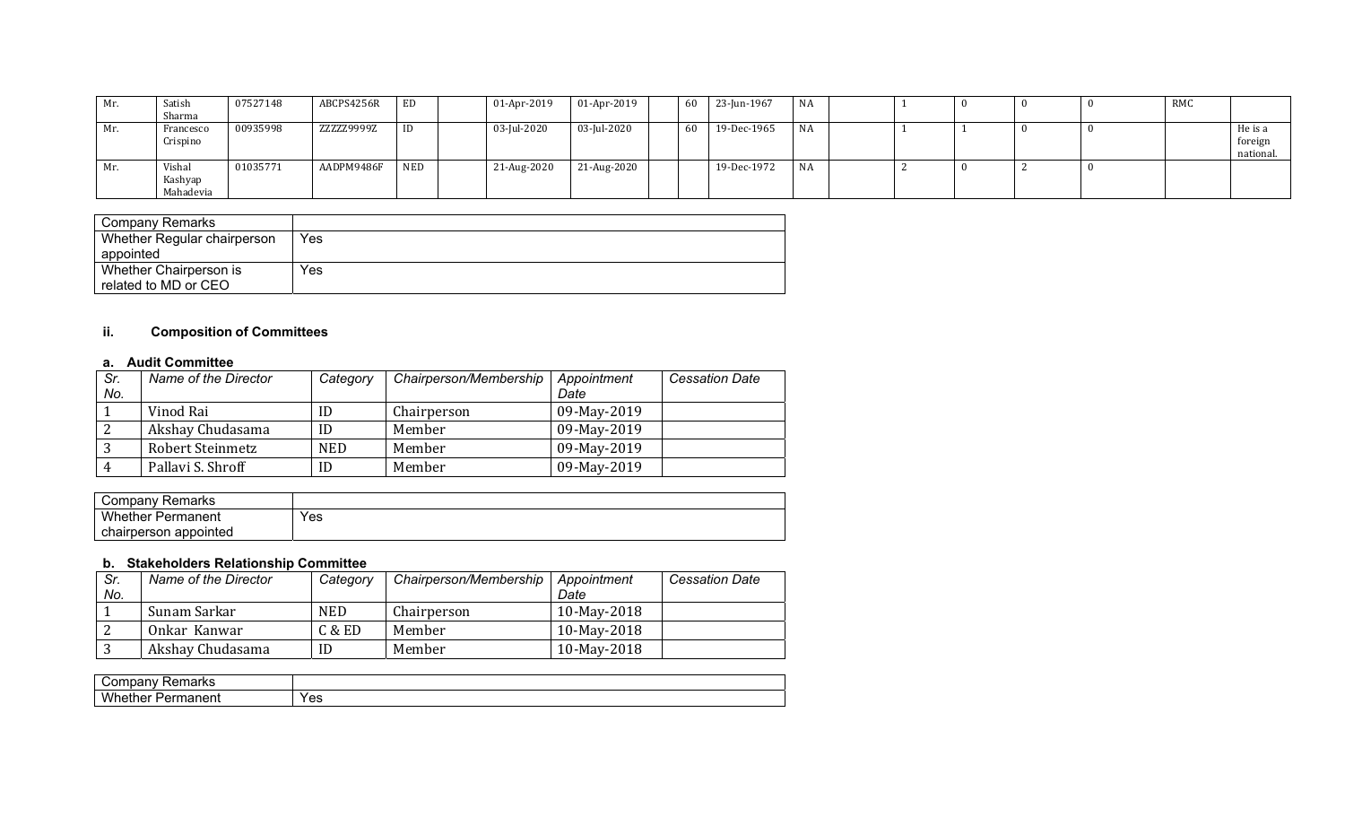| | | | | | | | | | | | | | | | | | | |
|---|---|---|---|---|---|---|---|---|---|---|---|---|---|---|---|---|---|---|
| Mr. | Satish Sharma | 07527148 | ABCPS4256R | ED | | 01-Apr-2019 | 01-Apr-2019 | | 60 | 23-Jun-1967 | NA | | 1 | 0 | 0 | 0 | RMC | |
| Mr. | Francesco Crispino | 00935998 | ZZZZZ9999Z | ID | | 03-Jul-2020 | 03-Jul-2020 | | 60 | 19-Dec-1965 | NA | | 1 | 1 | 0 | 0 | | He is a foreign national. |
| Mr. | Vishal Kashyap Mahadevia | 01035771 | AADPM9486F | NED | | 21-Aug-2020 | 21-Aug-2020 | | | 19-Dec-1972 | NA | | 2 | 0 | 2 | 0 | | |

| Company Remarks | |
|---|---|
| Whether Regular chairperson appointed | Yes |
| Whether Chairperson is related to MD or CEO | Yes |

### ii. Composition of Committees

#### a. Audit Committee

| Sr. No. | Name of the Director | Category | Chairperson/Membership | Appointment Date | Cessation Date |
|---|---|---|---|---|---|
| 1 | Vinod Rai | ID | Chairperson | 09-May-2019 | |
| 2 | Akshay Chudasama | ID | Member | 09-May-2019 | |
| 3 | Robert Steinmetz | NED | Member | 09-May-2019 | |
| 4 | Pallavi S. Shroff | ID | Member | 09-May-2019 | |

| Company Remarks | |
|---|---|
| Whether Permanent chairperson appointed | Yes |

#### b. Stakeholders Relationship Committee

| Sr. No. | Name of the Director | Category | Chairperson/Membership | Appointment Date | Cessation Date |
|---|---|---|---|---|---|
| 1 | Sunam Sarkar | NED | Chairperson | 10-May-2018 | |
| 2 | Onkar Kanwar | C & ED | Member | 10-May-2018 | |
| 3 | Akshay Chudasama | ID | Member | 10-May-2018 | |

| Company Remarks | |
|---|---|
| Whether Permanent | Yes |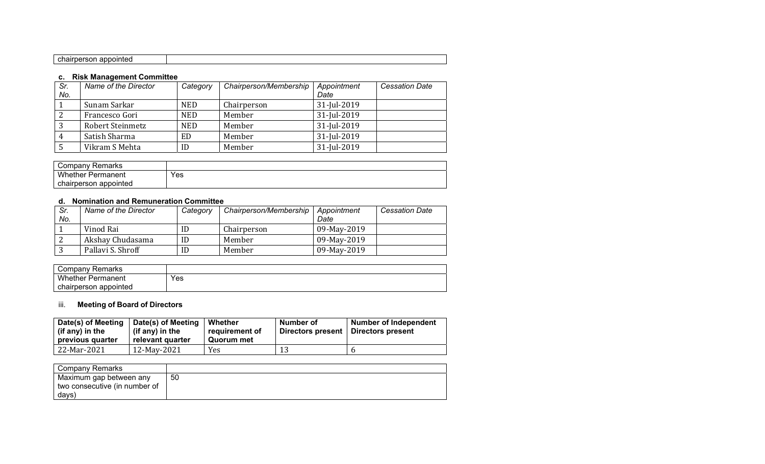| chairperson appointed | |
|---|---|

**c. Risk Management Committee**

| *Sr. No.* | *Name of the Director* | *Category* | *Chairperson/Membership* | *Appointment Date* | *Cessation Date* |
|---|---|---|---|---|---|
| 1 | Sunam Sarkar | NED | Chairperson | 31-Jul-2019 | |
| 2 | Francesco Gori | NED | Member | 31-Jul-2019 | |
| 3 | Robert Steinmetz | NED | Member | 31-Jul-2019 | |
| 4 | Satish Sharma | ED | Member | 31-Jul-2019 | |
| 5 | Vikram S Mehta | ID | Member | 31-Jul-2019 | |

| Company Remarks | |
|---|---|
| Whether Permanent chairperson appointed | Yes |

**d. Nomination and Remuneration Committee**

| *Sr. No.* | *Name of the Director* | *Category* | *Chairperson/Membership* | *Appointment Date* | *Cessation Date* |
|---|---|---|---|---|---|
| 1 | Vinod Rai | ID | Chairperson | 09-May-2019 | |
| 2 | Akshay Chudasama | ID | Member | 09-May-2019 | |
| 3 | Pallavi S. Shroff | ID | Member | 09-May-2019 | |

| Company Remarks | |
|---|---|
| Whether Permanent chairperson appointed | Yes |

iii. **Meeting of Board of Directors**

| **Date(s) of Meeting (if any) in the previous quarter** | **Date(s) of Meeting (if any) in the relevant quarter** | **Whether requirement of Quorum met** | **Number of Directors present** | **Number of Independent Directors present** |
|---|---|---|---|---|
| 22-Mar-2021 | 12-May-2021 | Yes | 13 | 6 |

| Company Remarks | |
|---|---|
| Maximum gap between any two consecutive (in number of days) | 50 |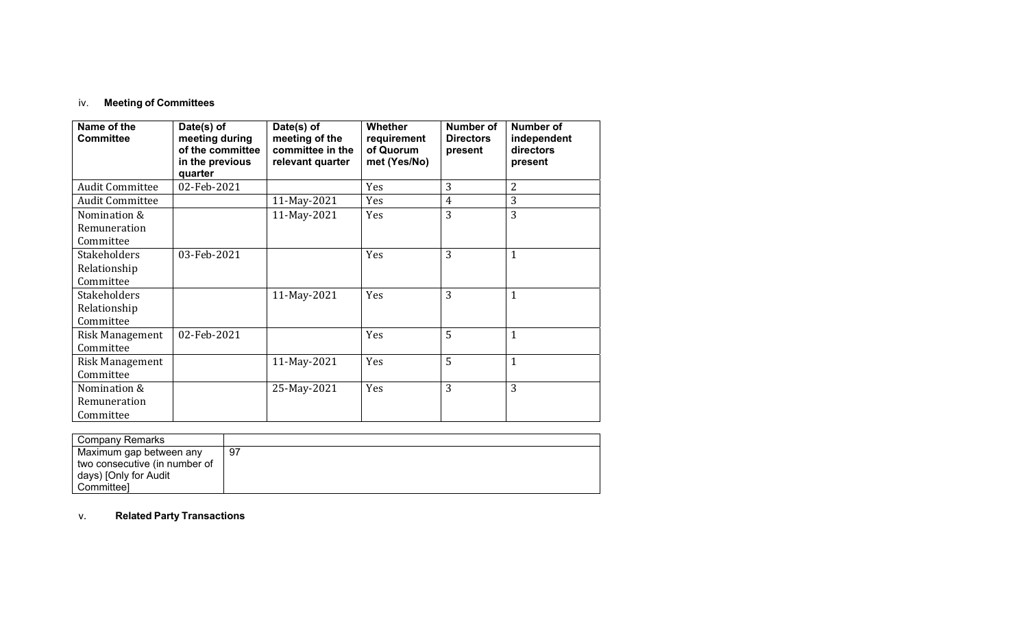iv. **Meeting of Committees**

| Name of the Committee | Date(s) of meeting during of the committee in the previous quarter | Date(s) of meeting of the committee in the relevant quarter | Whether requirement of Quorum met (Yes/No) | Number of Directors present | Number of independent directors present |
|---|---|---|---|---|---|
| Audit Committee | 02-Feb-2021 | | Yes | 3 | 2 |
| Audit Committee | | 11-May-2021 | Yes | 4 | 3 |
| Nomination & Remuneration Committee | | 11-May-2021 | Yes | 3 | 3 |
| Stakeholders Relationship Committee | 03-Feb-2021 | | Yes | 3 | 1 |
| Stakeholders Relationship Committee | | 11-May-2021 | Yes | 3 | 1 |
| Risk Management Committee | 02-Feb-2021 | | Yes | 5 | 1 |
| Risk Management Committee | | 11-May-2021 | Yes | 5 | 1 |
| Nomination & Remuneration Committee | | 25-May-2021 | Yes | 3 | 3 |

| Company Remarks | |
|---|---|
| Maximum gap between any two consecutive (in number of days) [Only for Audit Committee] | 97 |

v. **Related Party Transactions**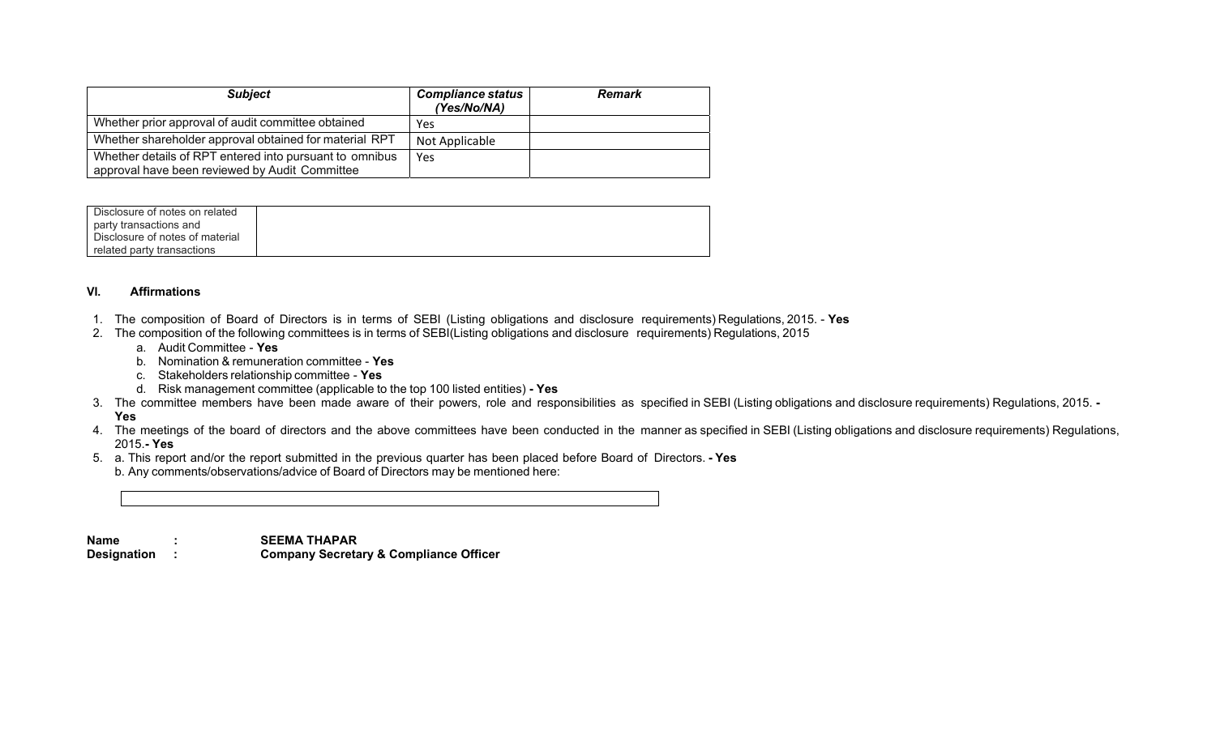| *Subject* | *Compliance status (Yes/No/NA)* | *Remark* |
|---|---|---|
| Whether prior approval of audit committee obtained | Yes | |
| Whether shareholder approval obtained for material RPT | Not Applicable | |
| Whether details of RPT entered into pursuant to omnibus approval have been reviewed by Audit Committee | Yes | |

| | |
|---|---|
| Disclosure of notes on related party transactions and Disclosure of notes of material related party transactions | |

### VI. Affirmations

1. The composition of Board of Directors is in terms of SEBI (Listing obligations and disclosure requirements) Regulations, 2015. - **Yes**
2. The composition of the following committees is in terms of SEBI(Listing obligations and disclosure requirements) Regulations, 2015
   a. Audit Committee - **Yes**
   b. Nomination & remuneration committee - **Yes**
   c. Stakeholders relationship committee - **Yes**
   d. Risk management committee (applicable to the top 100 listed entities) **- Yes**
3. The committee members have been made aware of their powers, role and responsibilities as specified in SEBI (Listing obligations and disclosure requirements) Regulations, 2015. **- Yes**
4. The meetings of the board of directors and the above committees have been conducted in the manner as specified in SEBI (Listing obligations and disclosure requirements) Regulations, 2015.**- Yes**
5. a. This report and/or the report submitted in the previous quarter has been placed before Board of Directors. **- Yes**
   b. Any comments/observations/advice of Board of Directors may be mentioned here:

**Name : SEEMA THAPAR**
**Designation : Company Secretary & Compliance Officer**